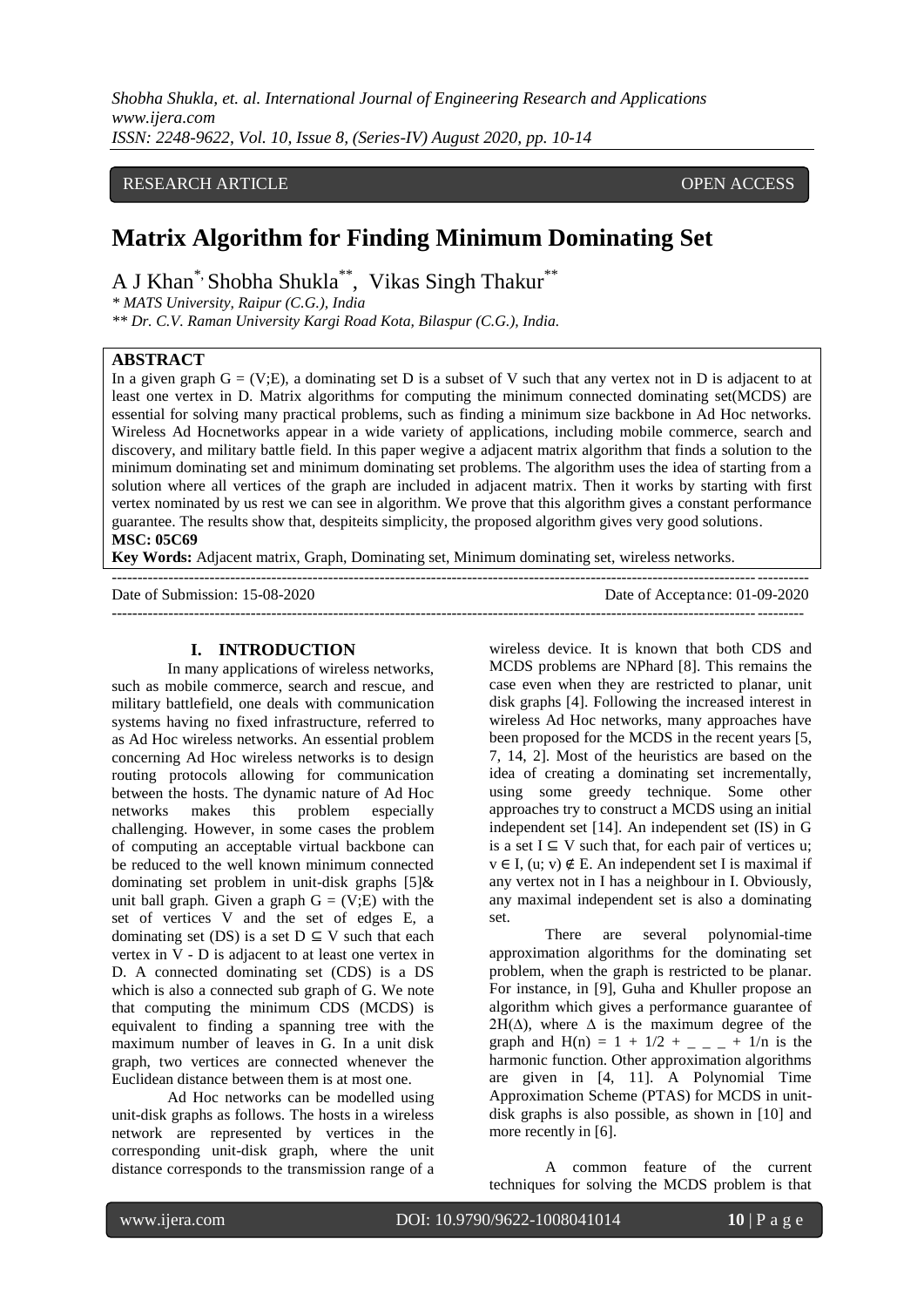RESEARCH ARTICLE OPEN ACCESS

# Matrix Algorithm for Finding Minimum Dominating Set

A J Khan[*], Shobha Shukla[**], Vikas Singh Thakur[**]

*\* MATS University, Raipur (C.G.), India*

*\*\* Dr. C.V. Raman University Kargi Road Kota, Bilaspur (C.G.), India.*

## ABSTRACT

In a given graph G = (V;E), a dominating set D is a subset of V such that any vertex not in D is adjacent to at least one vertex in D. Matrix algorithms for computing the minimum connected dominating set(MCDS) are essential for solving many practical problems, such as finding a minimum size backbone in Ad Hoc networks. Wireless Ad Hocnetworks appear in a wide variety of applications, including mobile commerce, search and discovery, and military battle field. In this paper wegive a adjacent matrix algorithm that finds a solution to the minimum dominating set and minimum dominating set problems. The algorithm uses the idea of starting from a solution where all vertices of the graph are included in adjacent matrix. Then it works by starting with first vertex nominated by us rest we can see in algorithm. We prove that this algorithm gives a constant performance guarantee. The results show that, despiteits simplicity, the proposed algorithm gives very good solutions.

**MSC: 05C69**

**Key Words:** Adjacent matrix, Graph, Dominating set, Minimum dominating set, wireless networks.

---

Date of Submission: 15-08-2020 Date of Acceptance: 01-09-2020

---

## I. INTRODUCTION

In many applications of wireless networks, such as mobile commerce, search and rescue, and military battlefield, one deals with communication systems having no fixed infrastructure, referred to as Ad Hoc wireless networks. An essential problem concerning Ad Hoc wireless networks is to design routing protocols allowing for communication between the hosts. The dynamic nature of Ad Hoc networks makes this problem especially challenging. However, in some cases the problem of computing an acceptable virtual backbone can be reduced to the well known minimum connected dominating set problem in unit-disk graphs [5]& unit ball graph. Given a graph G = (V;E) with the set of vertices V and the set of edges E, a dominating set (DS) is a set D ⊆ V such that each vertex in V - D is adjacent to at least one vertex in D. A connected dominating set (CDS) is a DS which is also a connected sub graph of G. We note that computing the minimum CDS (MCDS) is equivalent to finding a spanning tree with the maximum number of leaves in G. In a unit disk graph, two vertices are connected whenever the Euclidean distance between them is at most one.

Ad Hoc networks can be modelled using unit-disk graphs as follows. The hosts in a wireless network are represented by vertices in the corresponding unit-disk graph, where the unit distance corresponds to the transmission range of a wireless device. It is known that both CDS and MCDS problems are NPhard [8]. This remains the case even when they are restricted to planar, unit disk graphs [4]. Following the increased interest in wireless Ad Hoc networks, many approaches have been proposed for the MCDS in the recent years [5, 7, 14, 2]. Most of the heuristics are based on the idea of creating a dominating set incrementally, using some greedy technique. Some other approaches try to construct a MCDS using an initial independent set [14]. An independent set (IS) in G is a set I ⊆ V such that, for each pair of vertices u; v ∈ I, (u; v) ∉ E. An independent set I is maximal if any vertex not in I has a neighbour in I. Obviously, any maximal independent set is also a dominating set.

There are several polynomial-time approximation algorithms for the dominating set problem, when the graph is restricted to be planar. For instance, in [9], Guha and Khuller propose an algorithm which gives a performance guarantee of $2H(\Delta)$, where $\Delta$ is the maximum degree of the graph and $H(n) = 1 + 1/2 + \_ \_ \_ + 1/n$ is the harmonic function. Other approximation algorithms are given in [4, 11]. A Polynomial Time Approximation Scheme (PTAS) for MCDS in unit-disk graphs is also possible, as shown in [10] and more recently in [6].

A common feature of the current techniques for solving the MCDS problem is that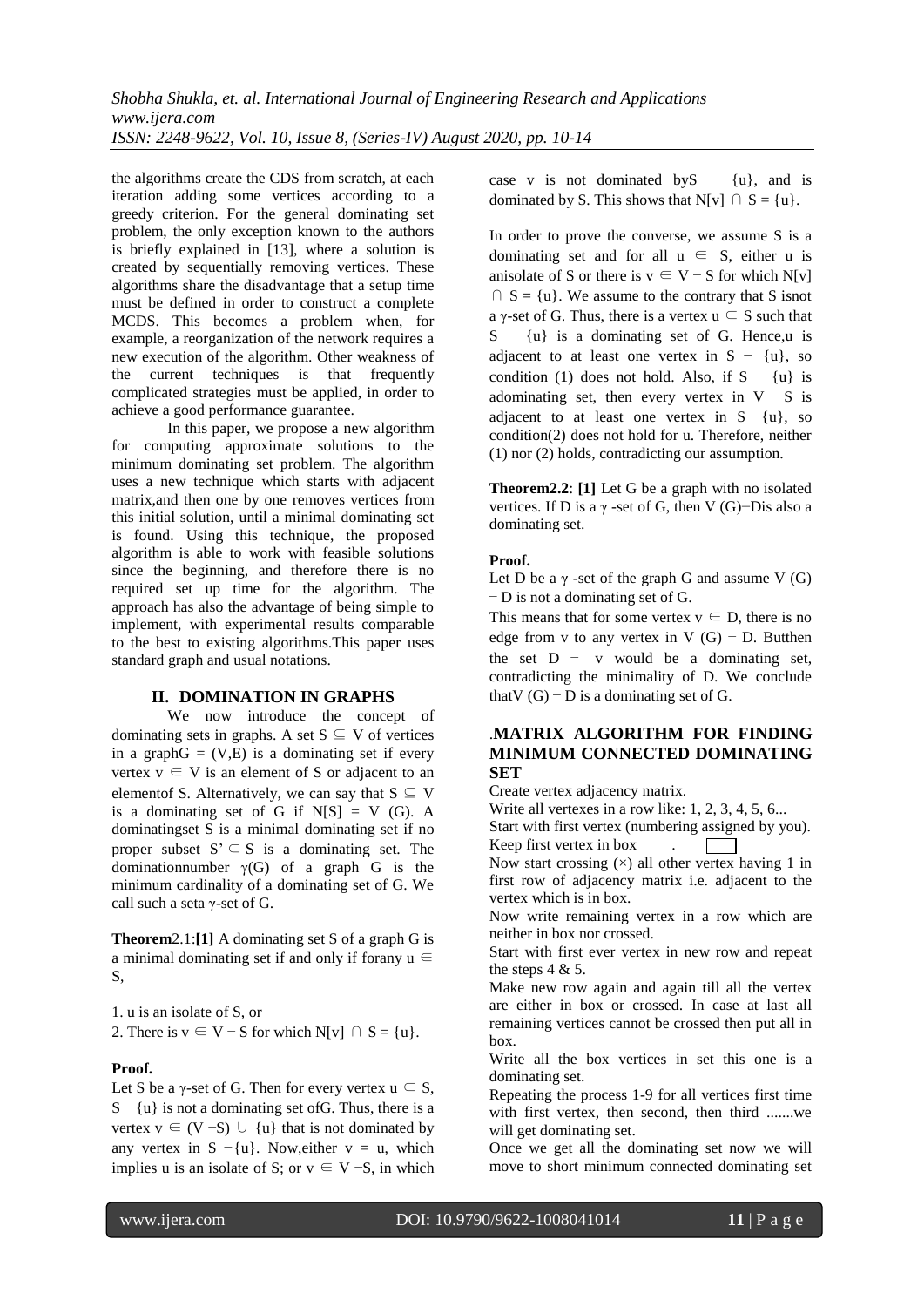the algorithms create the CDS from scratch, at each iteration adding some vertices according to a greedy criterion. For the general dominating set problem, the only exception known to the authors is briefly explained in [13], where a solution is created by sequentially removing vertices. These algorithms share the disadvantage that a setup time must be defined in order to construct a complete MCDS. This becomes a problem when, for example, a reorganization of the network requires a new execution of the algorithm. Other weakness of the current techniques is that frequently complicated strategies must be applied, in order to achieve a good performance guarantee.

In this paper, we propose a new algorithm for computing approximate solutions to the minimum dominating set problem. The algorithm uses a new technique which starts with adjacent matrix,and then one by one removes vertices from this initial solution, until a minimal dominating set is found. Using this technique, the proposed algorithm is able to work with feasible solutions since the beginning, and therefore there is no required set up time for the algorithm. The approach has also the advantage of being simple to implement, with experimental results comparable to the best to existing algorithms.This paper uses standard graph and usual notations.

## II. DOMINATION IN GRAPHS

We now introduce the concept of dominating sets in graphs. A set $S \subseteq V$ of vertices in a graph$G = (V,E)$ is a dominating set if every vertex $v \in V$ is an element of S or adjacent to an elementof S. Alternatively, we can say that $S \subseteq V$ is a dominating set of G if $N[S] = V (G)$. A dominatingset S is a minimal dominating set if no proper subset $S' \subset S$ is a dominating set. The dominationnumber $\gamma(G)$ of a graph G is the minimum cardinality of a dominating set of G. We call such a seta $\gamma$-set of G.

**Theorem**2.1:**[1]** A dominating set S of a graph G is a minimal dominating set if and only if forany $u \in S$,

1. u is an isolate of S, or
2. There is $v \in V - S$ for which $N[v] \cap S = \{u\}$.

**Proof.**

Let S be a $\gamma$-set of G. Then for every vertex $u \in S$, $S - \{u\}$ is not a dominating set ofG. Thus, there is a vertex $v \in (V - S) \cup \{u\}$ that is not dominated by any vertex in $S - \{u\}$. Now,either $v = u$, which implies u is an isolate of S; or $v \in V - S$, in which case v is not dominated by$S - \{u\}$, and is dominated by S. This shows that $N[v] \cap S = \{u\}$.

In order to prove the converse, we assume S is a dominating set and for all $u \in S$, either u is anisolate of S or there is $v \in V - S$ for which $N[v] \cap S = \{u\}$. We assume to the contrary that S isnot a $\gamma$-set of G. Thus, there is a vertex $u \in S$ such that $S - \{u\}$ is a dominating set of G. Hence,u is adjacent to at least one vertex in $S - \{u\}$, so condition (1) does not hold. Also, if $S - \{u\}$ is adominating set, then every vertex in $V - S$ is adjacent to at least one vertex in $S - \{u\}$, so condition(2) does not hold for u. Therefore, neither (1) nor (2) holds, contradicting our assumption.

**Theorem2.2**: **[1]** Let G be a graph with no isolated vertices. If D is a $\gamma$ -set of G, then $V (G) - D$is also a dominating set.

**Proof.**

Let D be a $\gamma$ -set of the graph G and assume $V (G) - D$ is not a dominating set of G.

This means that for some vertex $v \in D$, there is no edge from v to any vertex in $V (G) - D$. Butthen the set $D - v$ would be a dominating set, contradicting the minimality of D. We conclude that$V (G) - D$ is a dominating set of G.

## .MATRIX ALGORITHM FOR FINDING MINIMUM CONNECTED DOMINATING SET

Create vertex adjacency matrix.

Write all vertexes in a row like: 1, 2, 3, 4, 5, 6...

Start with first vertex (numbering assigned by you).

Keep first vertex in box .

Now start crossing (×) all other vertex having 1 in first row of adjacency matrix i.e. adjacent to the vertex which is in box.

Now write remaining vertex in a row which are neither in box nor crossed.

Start with first ever vertex in new row and repeat the steps 4 & 5.

Make new row again and again till all the vertex are either in box or crossed. In case at last all remaining vertices cannot be crossed then put all in box.

Write all the box vertices in set this one is a dominating set.

Repeating the process 1-9 for all vertices first time with first vertex, then second, then third .......we will get dominating set.

Once we get all the dominating set now we will move to short minimum connected dominating set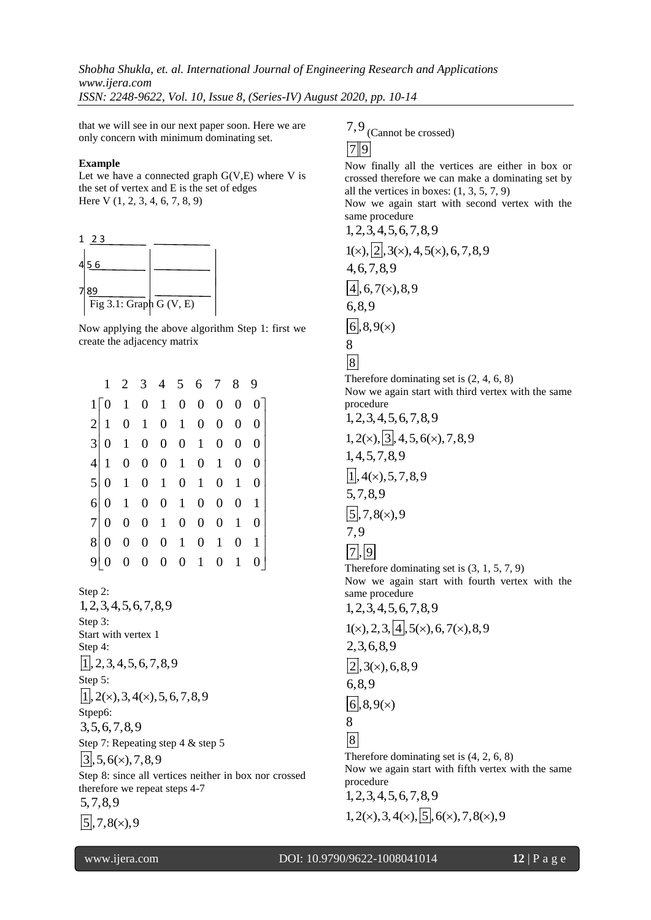that we will see in our next paper soon. Here we are only concern with minimum dominating set.

**Example**

Let we have a connected graph G(V,E) where V is the set of vertex and E is the set of edges

Here V (1, 2, 3, 4, 6, 7, 8, 9)

1 2 3

4 5 6

7 8 9

Fig 3.1: Graph G (V, E)

Now applying the above algorithm Step 1: first we create the adjacency matrix

$$
\begin{array}{c|ccccccccc}
 & 1 & 2 & 3 & 4 & 5 & 6 & 7 & 8 & 9 \\
1 & 0 & 1 & 0 & 1 & 0 & 0 & 0 & 0 & 0 \\
2 & 1 & 0 & 1 & 0 & 1 & 0 & 0 & 0 & 0 \\
3 & 0 & 1 & 0 & 0 & 0 & 1 & 0 & 0 & 0 \\
4 & 1 & 0 & 0 & 0 & 1 & 0 & 1 & 0 & 0 \\
5 & 0 & 1 & 0 & 1 & 0 & 1 & 0 & 1 & 0 \\
6 & 0 & 1 & 0 & 0 & 1 & 0 & 0 & 0 & 1 \\
7 & 0 & 0 & 0 & 1 & 0 & 0 & 0 & 1 & 0 \\
8 & 0 & 0 & 0 & 0 & 1 & 0 & 1 & 0 & 1 \\
9 & 0 & 0 & 0 & 0 & 0 & 1 & 0 & 1 & 0
\end{array}
$$

Step 2:

$1,2,3,4,5,6,7,8,9$

Step 3:

Start with vertex 1

Step 4:

$\boxed{1},2,3,4,5,6,7,8,9$

Step 5:

$\boxed{1},2(\times),3,4(\times),5,6,7,8,9$

Stpep6:

$3,5,6,7,8,9$

Step 7: Repeating step 4 & step 5

$\boxed{3},5,6(\times),7,8,9$

Step 8: since all vertices neither in box nor crossed therefore we repeat steps 4-7

$5,7,8,9$

$\boxed{5},7,8(\times),9$

$7,9$ (Cannot be crossed)

$\boxed{7}\boxed{9}$

Now finally all the vertices are either in box or crossed therefore we can make a dominating set by all the vertices in boxes: (1, 3, 5, 7, 9)

Now we again start with second vertex with the same procedure

$1,2,3,4,5,6,7,8,9$

$1(\times),\boxed{2},3(\times),4,5(\times),6,7,8,9$

$4,6,7,8,9$

$\boxed{4},6,7(\times),8,9$

$6,8,9$

$\boxed{6},8,9(\times)$

$8$

$\boxed{8}$

Therefore dominating set is (2, 4, 6, 8)

Now we again start with third vertex with the same procedure

$1,2,3,4,5,6,7,8,9$

$1,2(\times),\boxed{3},4,5,6(\times),7,8,9$

$1,4,5,7,8,9$

$\boxed{1},4(\times),5,7,8,9$

$5,7,8,9$

$\boxed{5},7,8(\times),9$

$7,9$

$\boxed{7},\boxed{9}$

Therefore dominating set is (3, 1, 5, 7, 9)

Now we again start with fourth vertex with the same procedure

$1,2,3,4,5,6,7,8,9$

$1(\times),2,3,\boxed{4},5(\times),6,7(\times),8,9$

$2,3,6,8,9$

$\boxed{2},3(\times),6,8,9$

$6,8,9$

$\boxed{6},8,9(\times)$

$8$

$\boxed{8}$

Therefore dominating set is (4, 2, 6, 8)

Now we again start with fifth vertex with the same procedure

$1,2,3,4,5,6,7,8,9$

$1,2(\times),3,4(\times),\boxed{5},6(\times),7,8(\times),9$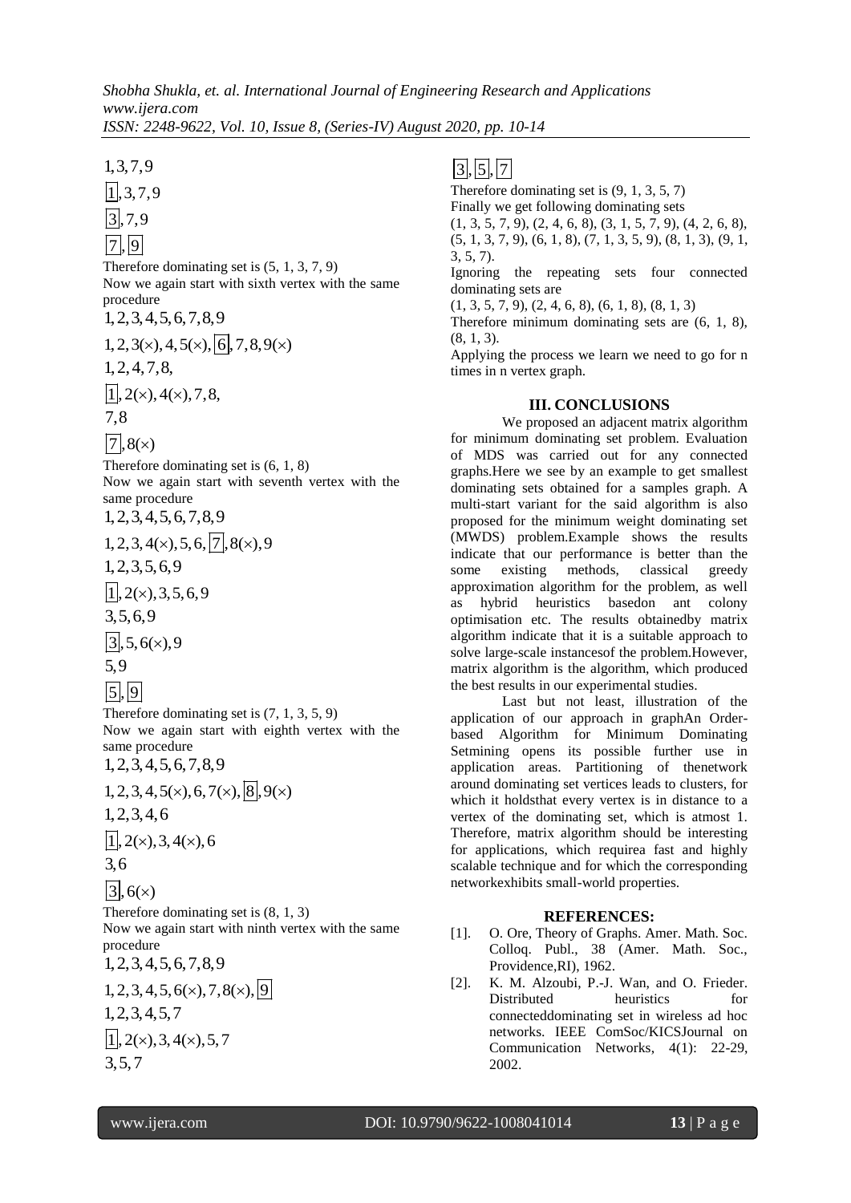$1,3,7,9$

$\boxed{1},3,7,9$

$\boxed{3},7,9$

$\boxed{7},\boxed{9}$

Therefore dominating set is (5, 1, 3, 7, 9)

Now we again start with sixth vertex with the same procedure

$1,2,3,4,5,6,7,8,9$

$1,2,3(\times),4,5(\times),\boxed{6},7,8,9(\times)$

$1,2,4,7,8,$

$\boxed{1},2(\times),4(\times),7,8,$

$7,8$

$\boxed{7},8(\times)$

Therefore dominating set is (6, 1, 8)

Now we again start with seventh vertex with the same procedure

$1,2,3,4,5,6,7,8,9$

$1,2,3,4(\times),5,6,\boxed{7},8(\times),9$

$1,2,3,5,6,9$

$\boxed{1},2(\times),3,5,6,9$

$3,5,6,9$

$\boxed{3},5,6(\times),9$

$5,9$

$\boxed{5},\boxed{9}$

Therefore dominating set is (7, 1, 3, 5, 9)

Now we again start with eighth vertex with the same procedure

$1,2,3,4,5,6,7,8,9$

$1,2,3,4,5(\times),6,7(\times),\boxed{8},9(\times)$

$1,2,3,4,6$

$\boxed{1},2(\times),3,4(\times),6$

$3,6$

$\boxed{3},6(\times)$

Therefore dominating set is (8, 1, 3)

Now we again start with ninth vertex with the same procedure

$1,2,3,4,5,6,7,8,9$

$1,2,3,4,5,6(\times),7,8(\times),\boxed{9}$

$1,2,3,4,5,7$

$\boxed{1},2(\times),3,4(\times),5,7$

$3,5,7$

$\boxed{3},\boxed{5},\boxed{7}$

Therefore dominating set is (9, 1, 3, 5, 7)

Finally we get following dominating sets

(1, 3, 5, 7, 9), (2, 4, 6, 8), (3, 1, 5, 7, 9), (4, 2, 6, 8), (5, 1, 3, 7, 9), (6, 1, 8), (7, 1, 3, 5, 9), (8, 1, 3), (9, 1, 3, 5, 7).

Ignoring the repeating sets four connected dominating sets are

(1, 3, 5, 7, 9), (2, 4, 6, 8), (6, 1, 8), (8, 1, 3)

Therefore minimum dominating sets are (6, 1, 8), (8, 1, 3).

Applying the process we learn we need to go for n times in n vertex graph.

## III. CONCLUSIONS

We proposed an adjacent matrix algorithm for minimum dominating set problem. Evaluation of MDS was carried out for any connected graphs.Here we see by an example to get smallest dominating sets obtained for a samples graph. A multi-start variant for the said algorithm is also proposed for the minimum weight dominating set (MWDS) problem.Example shows the results indicate that our performance is better than the some existing methods, classical greedy approximation algorithm for the problem, as well as hybrid heuristics basedon ant colony optimisation etc. The results obtainedby matrix algorithm indicate that it is a suitable approach to solve large-scale instancesof the problem.However, matrix algorithm is the algorithm, which produced the best results in our experimental studies.

Last but not least, illustration of the application of our approach in graphAn Order-based Algorithm for Minimum Dominating Setmining opens its possible further use in application areas. Partitioning of thenetwork around dominating set vertices leads to clusters, for which it holdsthat every vertex is in distance to a vertex of the dominating set, which is atmost 1. Therefore, matrix algorithm should be interesting for applications, which requirea fast and highly scalable technique and for which the corresponding networkexhibits small-world properties.

## REFERENCES:

[1]. O. Ore, Theory of Graphs. Amer. Math. Soc. Colloq. Publ., 38 (Amer. Math. Soc., Providence,RI), 1962.

[2]. K. M. Alzoubi, P.-J. Wan, and O. Frieder. Distributed heuristics for connecteddominating set in wireless ad hoc networks. IEEE ComSoc/KICSJournal on Communication Networks, 4(1): 22-29, 2002.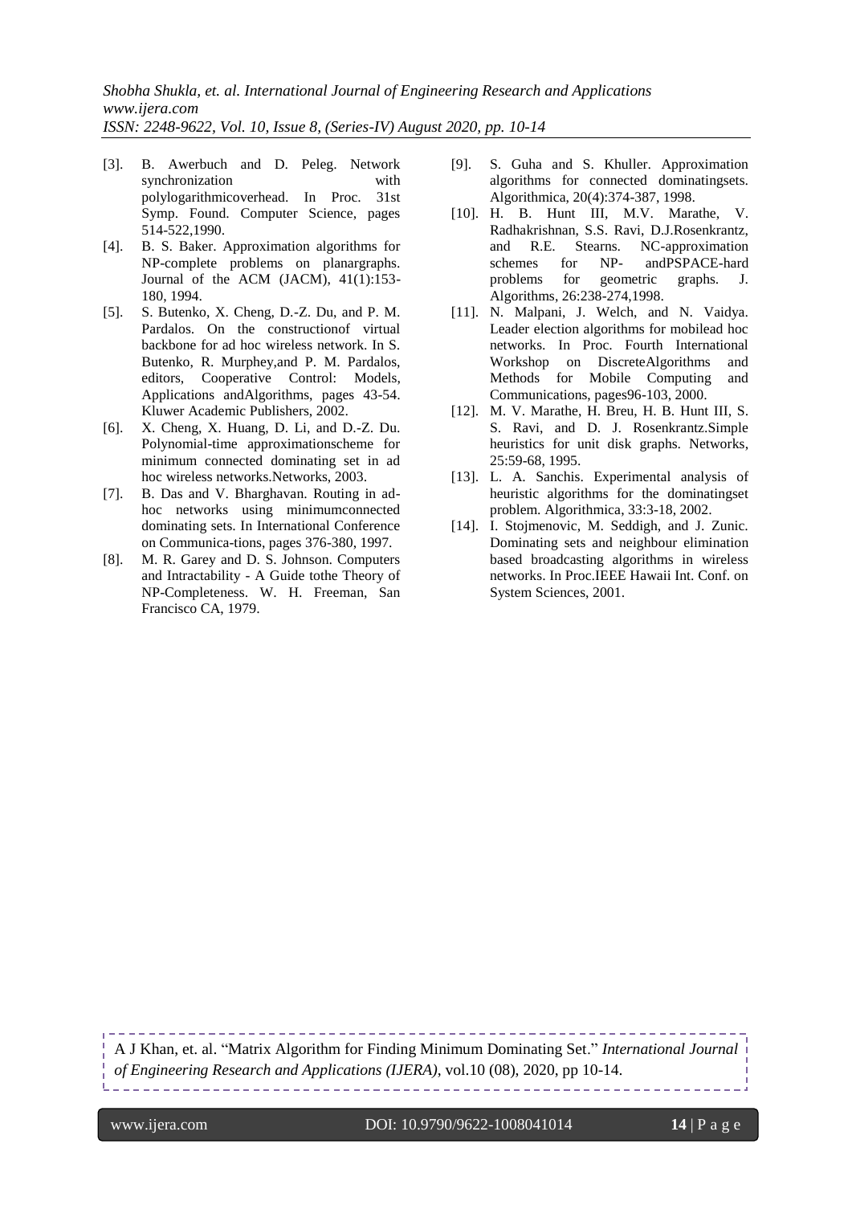[3]. B. Awerbuch and D. Peleg. Network synchronization with polylogarithmicoverhead. In Proc. 31st Symp. Found. Computer Science, pages 514-522,1990.

[4]. B. S. Baker. Approximation algorithms for NP-complete problems on planargraphs. Journal of the ACM (JACM), 41(1):153-180, 1994.

[5]. S. Butenko, X. Cheng, D.-Z. Du, and P. M. Pardalos. On the constructionof virtual backbone for ad hoc wireless network. In S. Butenko, R. Murphey,and P. M. Pardalos, editors, Cooperative Control: Models, Applications andAlgorithms, pages 43-54. Kluwer Academic Publishers, 2002.

[6]. X. Cheng, X. Huang, D. Li, and D.-Z. Du. Polynomial-time approximationscheme for minimum connected dominating set in ad hoc wireless networks.Networks, 2003.

[7]. B. Das and V. Bharghavan. Routing in ad-hoc networks using minimumconnected dominating sets. In International Conference on Communica-tions, pages 376-380, 1997.

[8]. M. R. Garey and D. S. Johnson. Computers and Intractability - A Guide tothe Theory of NP-Completeness. W. H. Freeman, San Francisco CA, 1979.

[9]. S. Guha and S. Khuller. Approximation algorithms for connected dominatingsets. Algorithmica, 20(4):374-387, 1998.

[10]. H. B. Hunt III, M.V. Marathe, V. Radhakrishnan, S.S. Ravi, D.J.Rosenkrantz, and R.E. Stearns. NC-approximation schemes for NP- andPSPACE-hard problems for geometric graphs. J. Algorithms, 26:238-274,1998.

[11]. N. Malpani, J. Welch, and N. Vaidya. Leader election algorithms for mobilead hoc networks. In Proc. Fourth International Workshop on DiscreteAlgorithms and Methods for Mobile Computing and Communications, pages96-103, 2000.

[12]. M. V. Marathe, H. Breu, H. B. Hunt III, S. S. Ravi, and D. J. Rosenkrantz.Simple heuristics for unit disk graphs. Networks, 25:59-68, 1995.

[13]. L. A. Sanchis. Experimental analysis of heuristic algorithms for the dominatingset problem. Algorithmica, 33:3-18, 2002.

[14]. I. Stojmenovic, M. Seddigh, and J. Zunic. Dominating sets and neighbour elimination based broadcasting algorithms in wireless networks. In Proc.IEEE Hawaii Int. Conf. on System Sciences, 2001.

A J Khan, et. al. "Matrix Algorithm for Finding Minimum Dominating Set." *International Journal of Engineering Research and Applications (IJERA)*, vol.10 (08), 2020, pp 10-14.